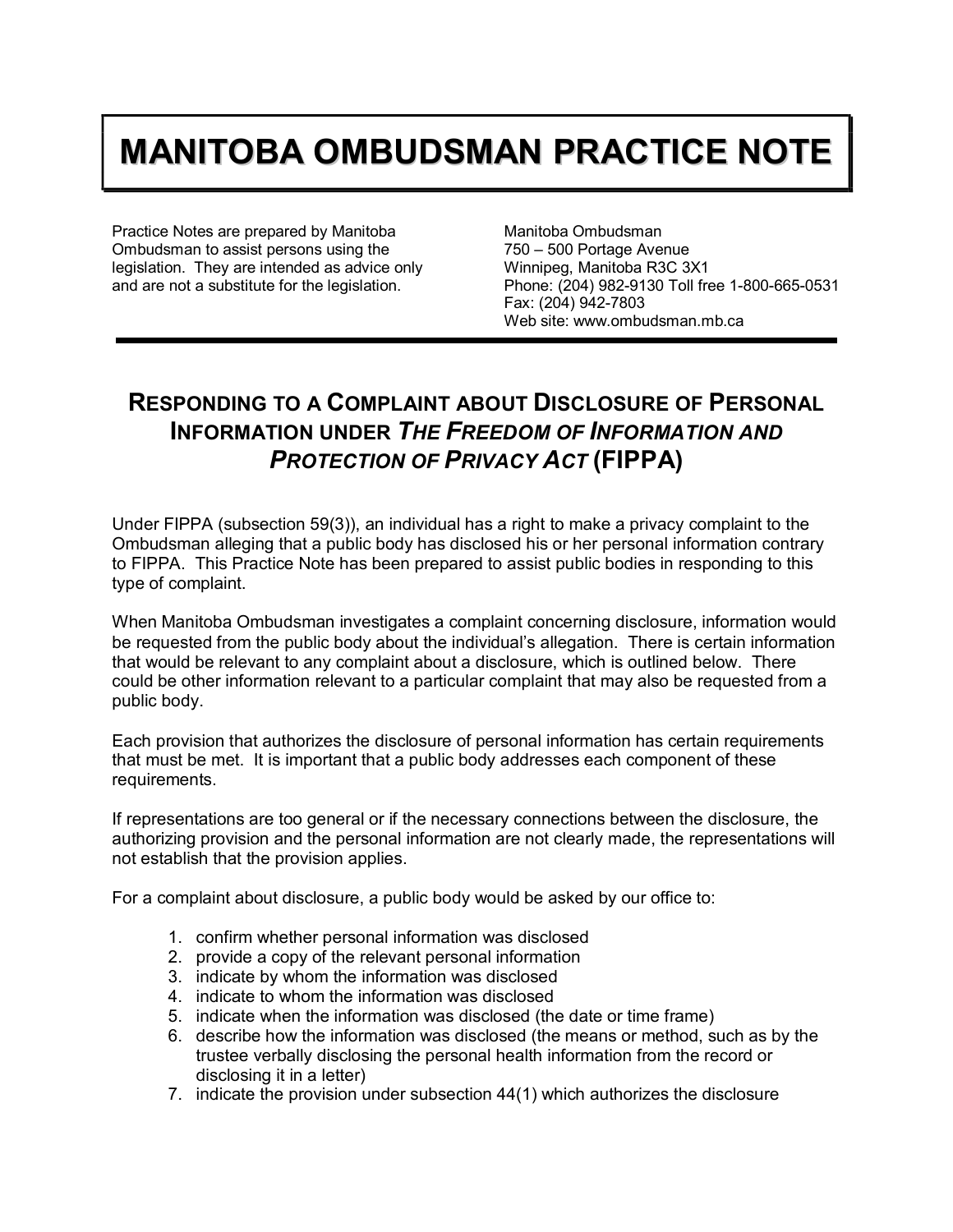# MANITOBA OMBUDSMAN PRACTICE NOTE

Practice Notes are prepared by Manitoba Ombudsman to assist persons using the legislation. They are intended as advice only and are not a substitute for the legislation.

Manitoba Ombudsman
750 – 500 Portage Avenue
Winnipeg, Manitoba R3C 3X1
Phone: (204) 982-9130 Toll free 1-800-665-0531
Fax: (204) 942-7803
Web site: www.ombudsman.mb.ca

## RESPONDING TO A COMPLAINT ABOUT DISCLOSURE OF PERSONAL INFORMATION UNDER *THE FREEDOM OF INFORMATION AND PROTECTION OF PRIVACY ACT* (FIPPA)

Under FIPPA (subsection 59(3)), an individual has a right to make a privacy complaint to the Ombudsman alleging that a public body has disclosed his or her personal information contrary to FIPPA. This Practice Note has been prepared to assist public bodies in responding to this type of complaint.

When Manitoba Ombudsman investigates a complaint concerning disclosure, information would be requested from the public body about the individual's allegation. There is certain information that would be relevant to any complaint about a disclosure, which is outlined below. There could be other information relevant to a particular complaint that may also be requested from a public body.

Each provision that authorizes the disclosure of personal information has certain requirements that must be met. It is important that a public body addresses each component of these requirements.

If representations are too general or if the necessary connections between the disclosure, the authorizing provision and the personal information are not clearly made, the representations will not establish that the provision applies.

For a complaint about disclosure, a public body would be asked by our office to:

1. confirm whether personal information was disclosed
2. provide a copy of the relevant personal information
3. indicate by whom the information was disclosed
4. indicate to whom the information was disclosed
5. indicate when the information was disclosed (the date or time frame)
6. describe how the information was disclosed (the means or method, such as by the trustee verbally disclosing the personal health information from the record or disclosing it in a letter)
7. indicate the provision under subsection 44(1) which authorizes the disclosure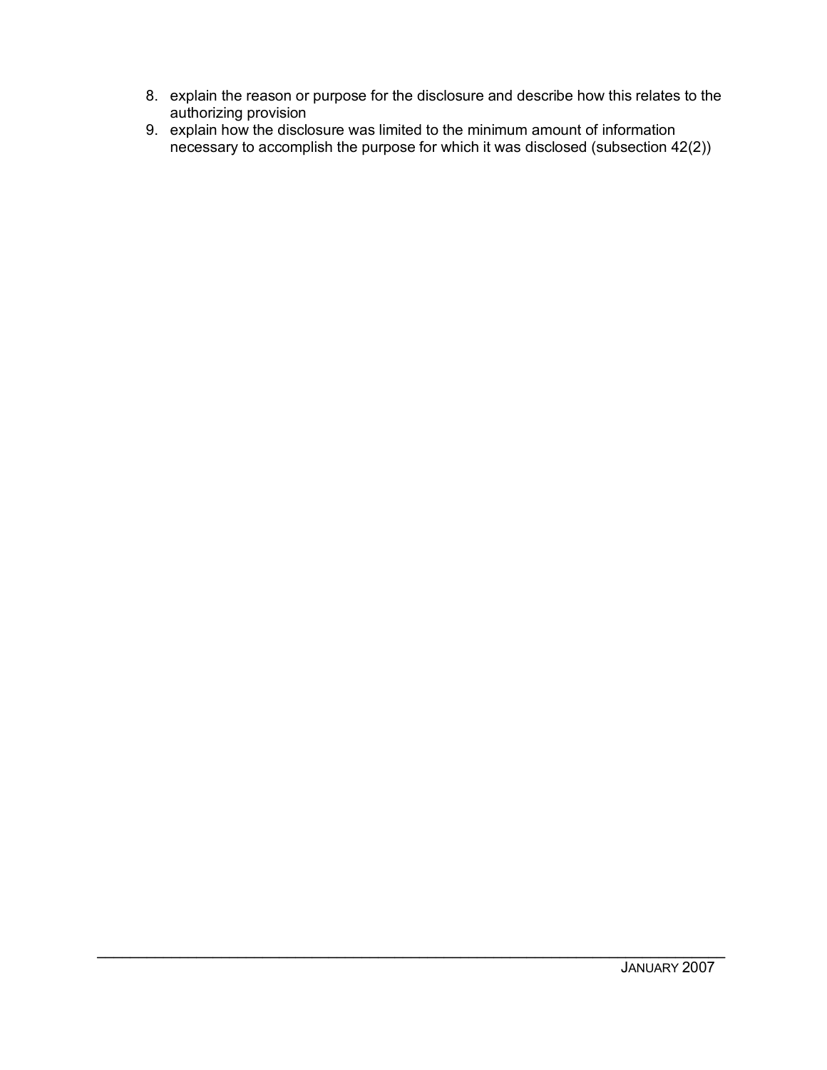8. explain the reason or purpose for the disclosure and describe how this relates to the authorizing provision
9. explain how the disclosure was limited to the minimum amount of information necessary to accomplish the purpose for which it was disclosed (subsection 42(2))